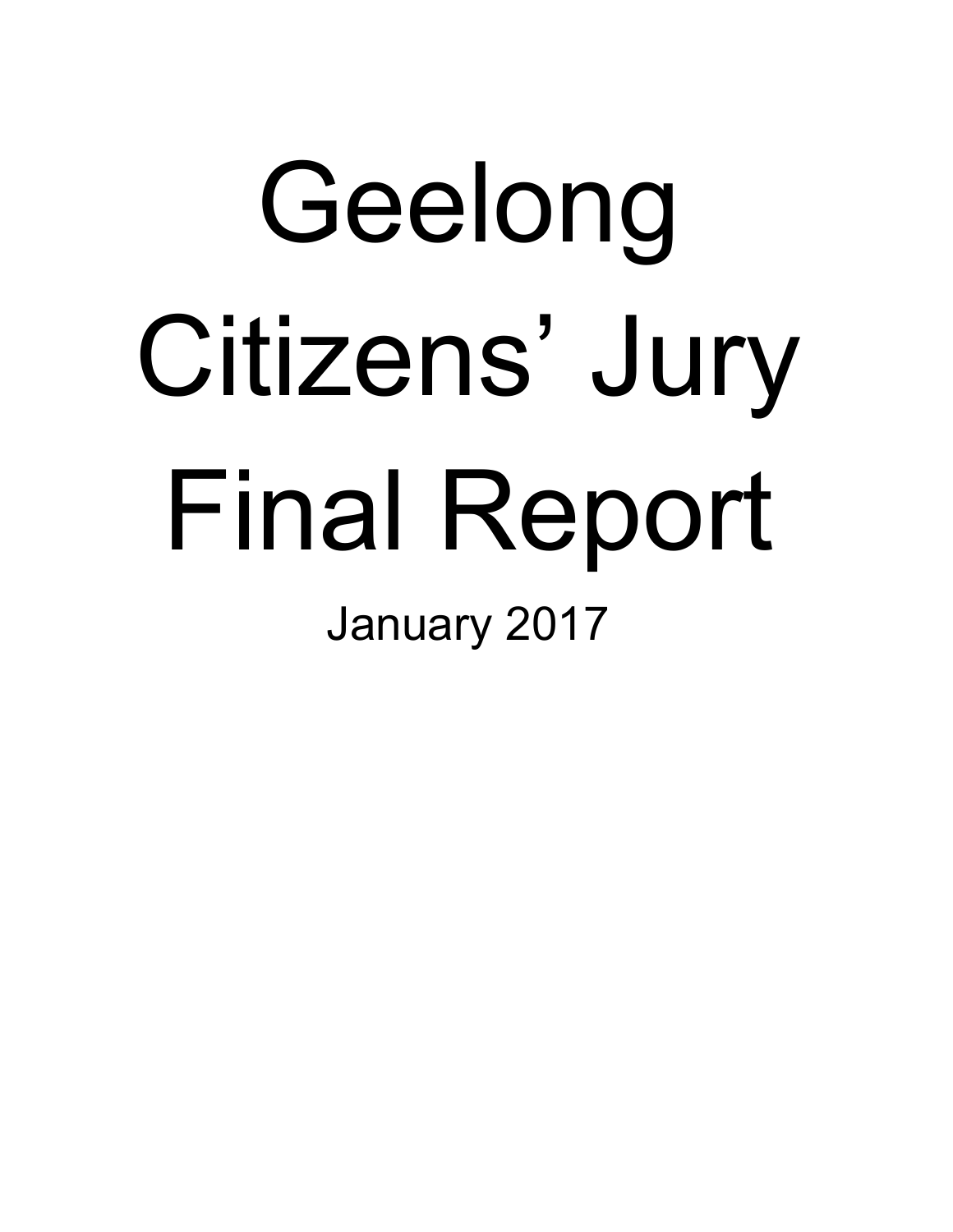# Geelong Citizens’ Jury Final Report

January 2017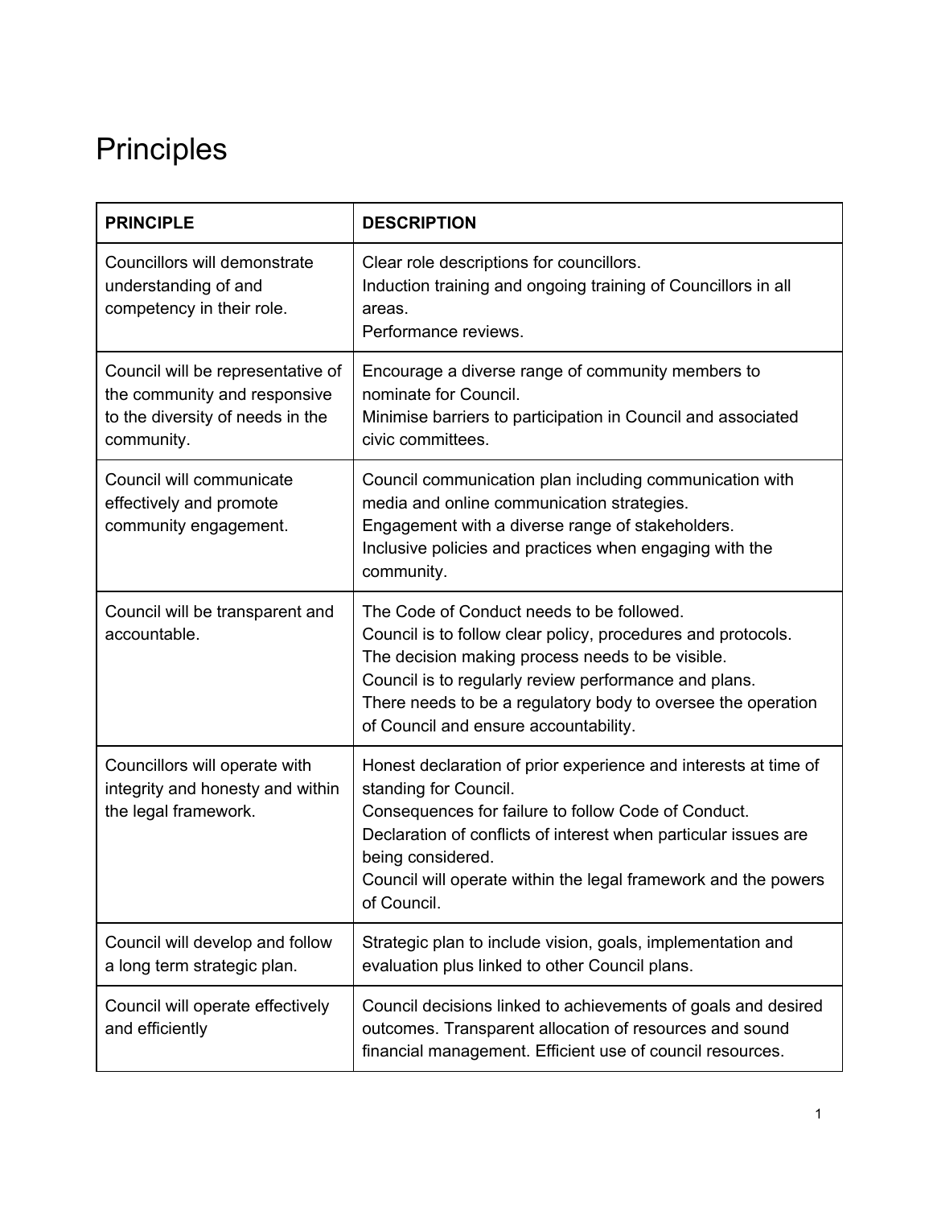# Principles

| PRINCIPLE | DESCRIPTION |
|---|---|
| Councillors will demonstrate understanding of and competency in their role. | Clear role descriptions for councillors.<br>Induction training and ongoing training of Councillors in all areas.<br>Performance reviews. |
| Council will be representative of the community and responsive to the diversity of needs in the community. | Encourage a diverse range of community members to nominate for Council.<br>Minimise barriers to participation in Council and associated civic committees. |
| Council will communicate effectively and promote community engagement. | Council communication plan including communication with media and online communication strategies.<br>Engagement with a diverse range of stakeholders.<br>Inclusive policies and practices when engaging with the community. |
| Council will be transparent and accountable. | The Code of Conduct needs to be followed.<br>Council is to follow clear policy, procedures and protocols.<br>The decision making process needs to be visible.<br>Council is to regularly review performance and plans.<br>There needs to be a regulatory body to oversee the operation of Council and ensure accountability. |
| Councillors will operate with integrity and honesty and within the legal framework. | Honest declaration of prior experience and interests at time of standing for Council.<br>Consequences for failure to follow Code of Conduct.<br>Declaration of conflicts of interest when particular issues are being considered.<br>Council will operate within the legal framework and the powers of Council. |
| Council will develop and follow a long term strategic plan. | Strategic plan to include vision, goals, implementation and evaluation plus linked to other Council plans. |
| Council will operate effectively and efficiently | Council decisions linked to achievements of goals and desired outcomes. Transparent allocation of resources and sound financial management. Efficient use of council resources. |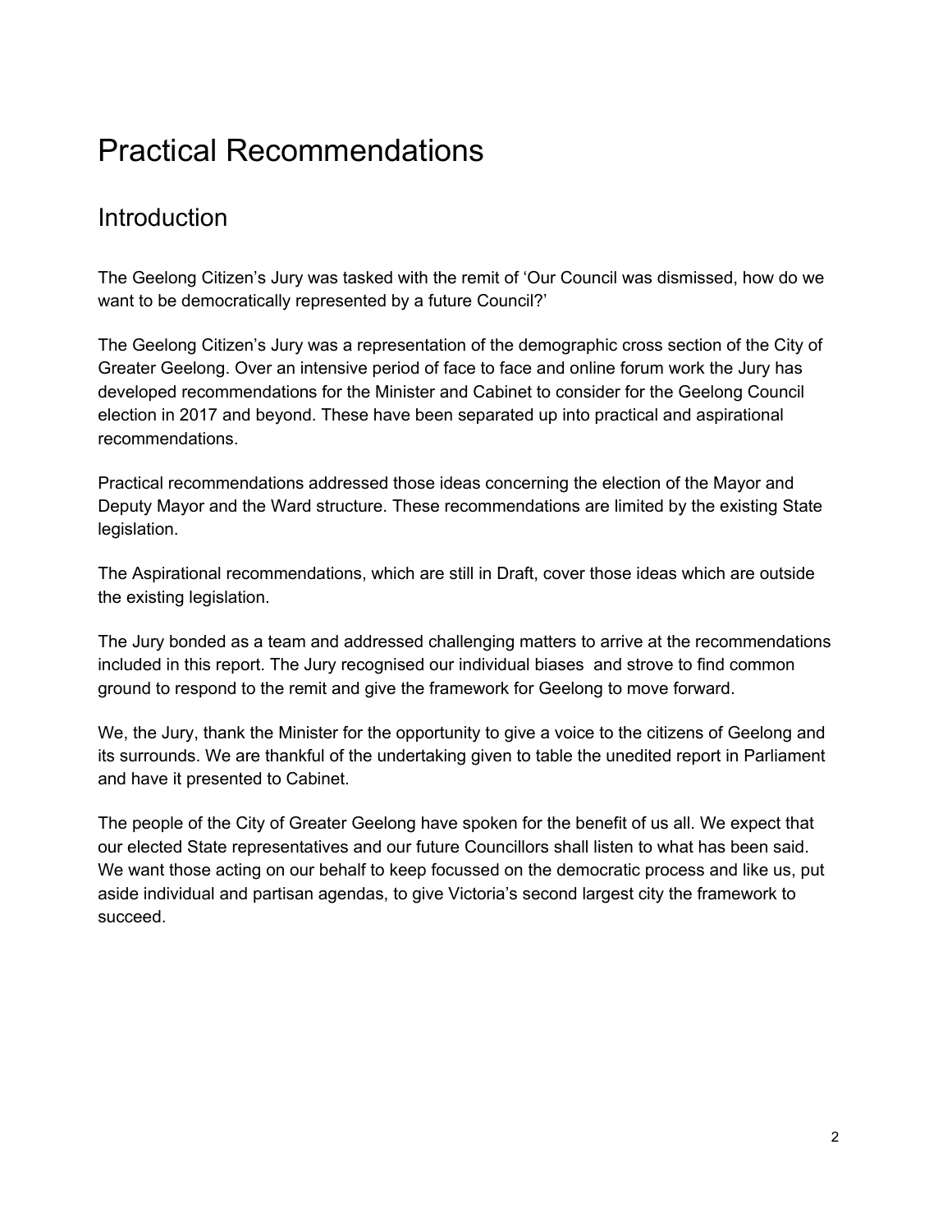# Practical Recommendations

## Introduction

The Geelong Citizen's Jury was tasked with the remit of 'Our Council was dismissed, how do we want to be democratically represented by a future Council?'

The Geelong Citizen's Jury was a representation of the demographic cross section of the City of Greater Geelong. Over an intensive period of face to face and online forum work the Jury has developed recommendations for the Minister and Cabinet to consider for the Geelong Council election in 2017 and beyond. These have been separated up into practical and aspirational recommendations.

Practical recommendations addressed those ideas concerning the election of the Mayor and Deputy Mayor and the Ward structure. These recommendations are limited by the existing State legislation.

The Aspirational recommendations, which are still in Draft, cover those ideas which are outside the existing legislation.

The Jury bonded as a team and addressed challenging matters to arrive at the recommendations included in this report. The Jury recognised our individual biases and strove to find common ground to respond to the remit and give the framework for Geelong to move forward.

We, the Jury, thank the Minister for the opportunity to give a voice to the citizens of Geelong and its surrounds. We are thankful of the undertaking given to table the unedited report in Parliament and have it presented to Cabinet.

The people of the City of Greater Geelong have spoken for the benefit of us all. We expect that our elected State representatives and our future Councillors shall listen to what has been said. We want those acting on our behalf to keep focussed on the democratic process and like us, put aside individual and partisan agendas, to give Victoria's second largest city the framework to succeed.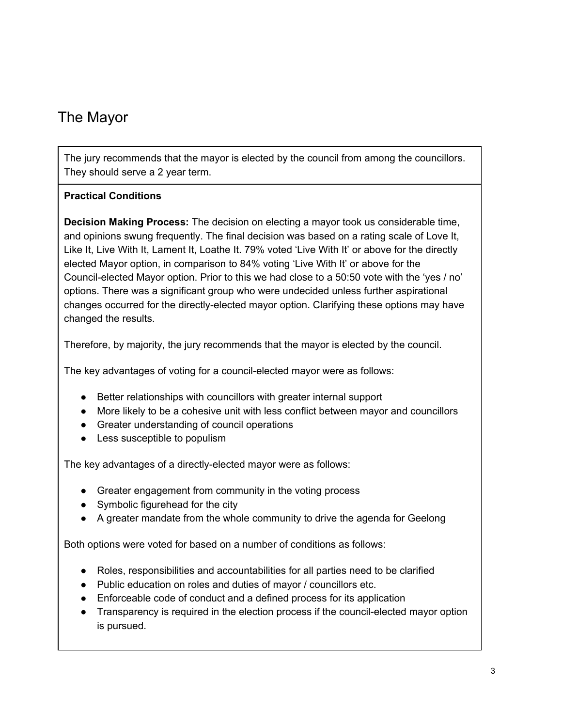## The Mayor

The jury recommends that the mayor is elected by the council from among the councillors. They should serve a 2 year term.

**Practical Conditions**

**Decision Making Process:** The decision on electing a mayor took us considerable time, and opinions swung frequently. The final decision was based on a rating scale of Love It, Like It, Live With It, Lament It, Loathe It. 79% voted 'Live With It' or above for the directly elected Mayor option, in comparison to 84% voting 'Live With It' or above for the Council-elected Mayor option. Prior to this we had close to a 50:50 vote with the 'yes / no' options. There was a significant group who were undecided unless further aspirational changes occurred for the directly-elected mayor option. Clarifying these options may have changed the results.

Therefore, by majority, the jury recommends that the mayor is elected by the council.

The key advantages of voting for a council-elected mayor were as follows:

- Better relationships with councillors with greater internal support
- More likely to be a cohesive unit with less conflict between mayor and councillors
- Greater understanding of council operations
- Less susceptible to populism

The key advantages of a directly-elected mayor were as follows:

- Greater engagement from community in the voting process
- Symbolic figurehead for the city
- A greater mandate from the whole community to drive the agenda for Geelong

Both options were voted for based on a number of conditions as follows:

- Roles, responsibilities and accountabilities for all parties need to be clarified
- Public education on roles and duties of mayor / councillors etc.
- Enforceable code of conduct and a defined process for its application
- Transparency is required in the election process if the council-elected mayor option is pursued.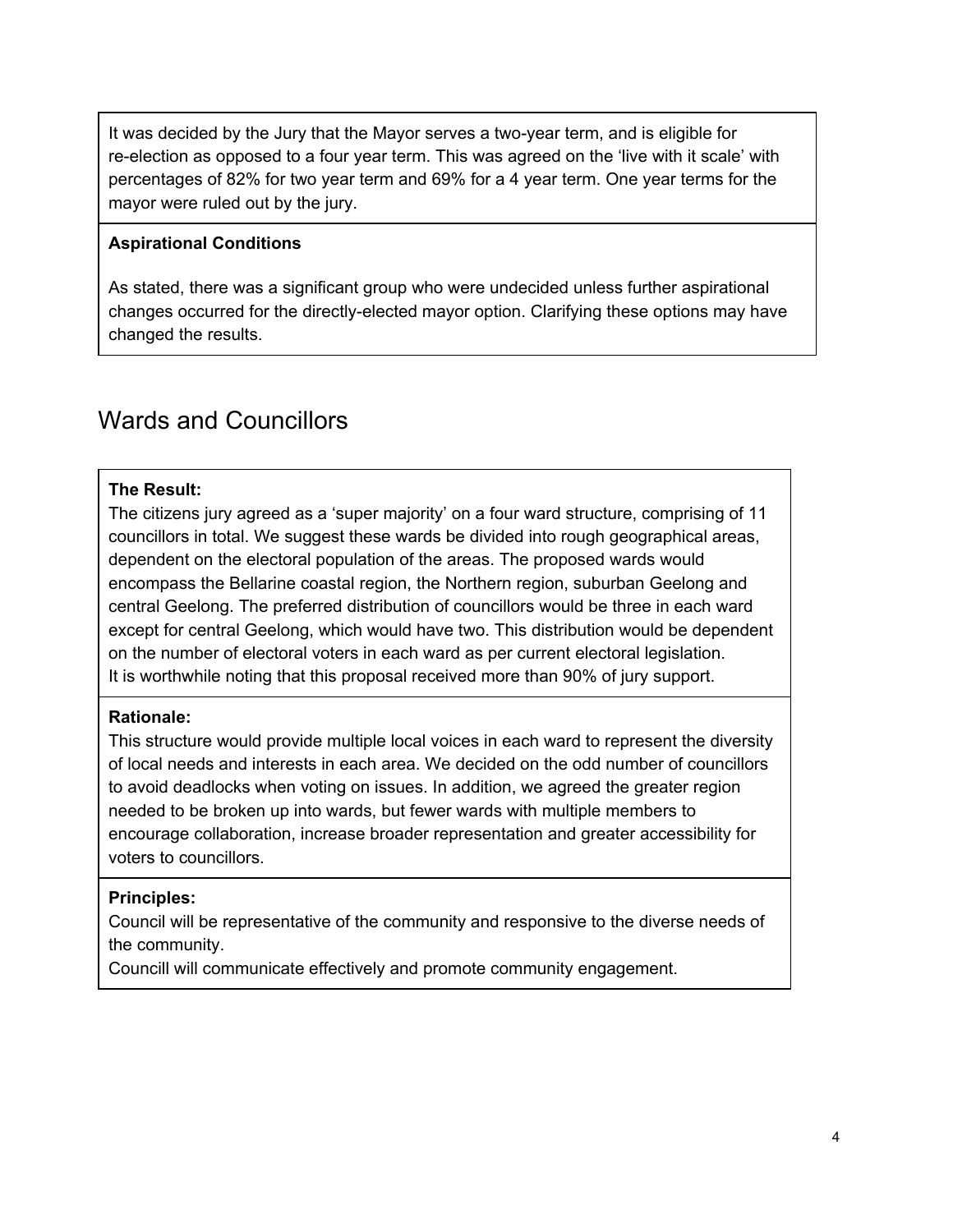It was decided by the Jury that the Mayor serves a two-year term, and is eligible for re-election as opposed to a four year term. This was agreed on the 'live with it scale' with percentages of 82% for two year term and 69% for a 4 year term. One year terms for the mayor were ruled out by the jury.

**Aspirational Conditions**

As stated, there was a significant group who were undecided unless further aspirational changes occurred for the directly-elected mayor option. Clarifying these options may have changed the results.

## Wards and Councillors

**The Result:**

The citizens jury agreed as a 'super majority' on a four ward structure, comprising of 11 councillors in total. We suggest these wards be divided into rough geographical areas, dependent on the electoral population of the areas. The proposed wards would encompass the Bellarine coastal region, the Northern region, suburban Geelong and central Geelong. The preferred distribution of councillors would be three in each ward except for central Geelong, which would have two. This distribution would be dependent on the number of electoral voters in each ward as per current electoral legislation.
It is worthwhile noting that this proposal received more than 90% of jury support.

**Rationale:**

This structure would provide multiple local voices in each ward to represent the diversity of local needs and interests in each area. We decided on the odd number of councillors to avoid deadlocks when voting on issues. In addition, we agreed the greater region needed to be broken up into wards, but fewer wards with multiple members to encourage collaboration, increase broader representation and greater accessibility for voters to councillors.

**Principles:**

Council will be representative of the community and responsive to the diverse needs of the community.
Councill will communicate effectively and promote community engagement.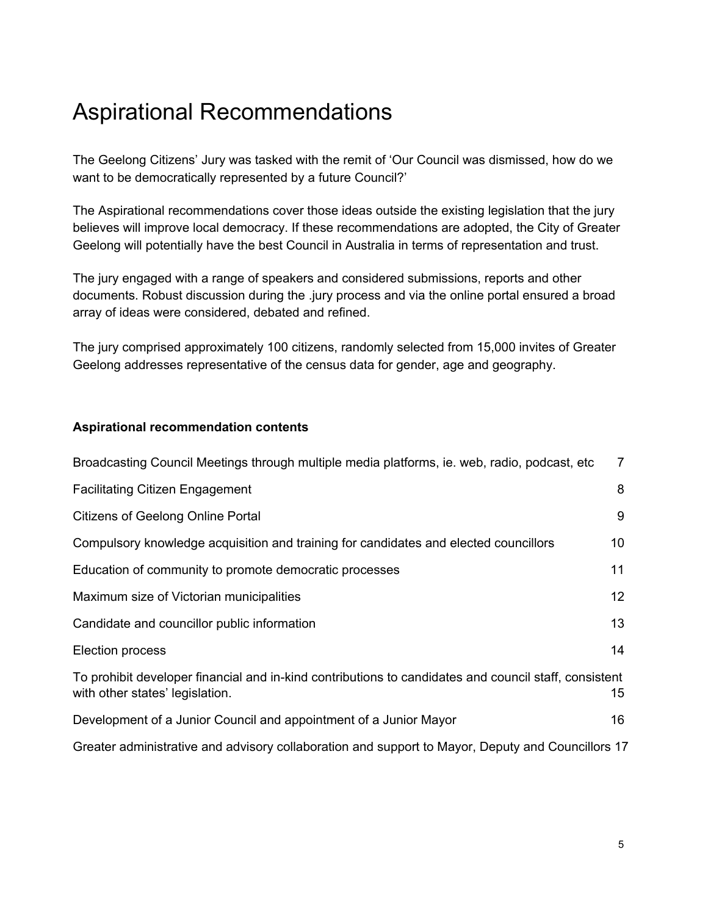# Aspirational Recommendations

The Geelong Citizens' Jury was tasked with the remit of 'Our Council was dismissed, how do we want to be democratically represented by a future Council?'

The Aspirational recommendations cover those ideas outside the existing legislation that the jury believes will improve local democracy. If these recommendations are adopted, the City of Greater Geelong will potentially have the best Council in Australia in terms of representation and trust.

The jury engaged with a range of speakers and considered submissions, reports and other documents. Robust discussion during the .jury process and via the online portal ensured a broad array of ideas were considered, debated and refined.

The jury comprised approximately 100 citizens, randomly selected from 15,000 invites of Greater Geelong addresses representative of the census data for gender, age and geography.

**Aspirational recommendation contents**

| | |
|---|---|
| Broadcasting Council Meetings through multiple media platforms, ie. web, radio, podcast, etc | 7 |
| Facilitating Citizen Engagement | 8 |
| Citizens of Geelong Online Portal | 9 |
| Compulsory knowledge acquisition and training for candidates and elected councillors | 10 |
| Education of community to promote democratic processes | 11 |
| Maximum size of Victorian municipalities | 12 |
| Candidate and councillor public information | 13 |
| Election process | 14 |
| To prohibit developer financial and in-kind contributions to candidates and council staff, consistent with other states' legislation. | 15 |
| Development of a Junior Council and appointment of a Junior Mayor | 16 |
| Greater administrative and advisory collaboration and support to Mayor, Deputy and Councillors | 17 |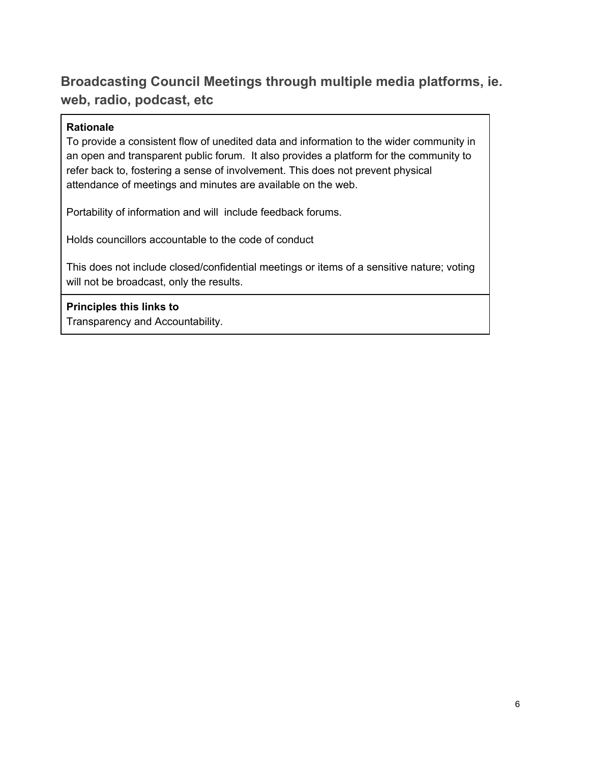## Broadcasting Council Meetings through multiple media platforms, ie. web, radio, podcast, etc

| **Rationale**<br>To provide a consistent flow of unedited data and information to the wider community in an open and transparent public forum. It also provides a platform for the community to refer back to, fostering a sense of involvement. This does not prevent physical attendance of meetings and minutes are available on the web.<br><br>Portability of information and will include feedback forums.<br><br>Holds councillors accountable to the code of conduct<br><br>This does not include closed/confidential meetings or items of a sensitive nature; voting will not be broadcast, only the results. |
|---|
| **Principles this links to**<br>Transparency and Accountability. |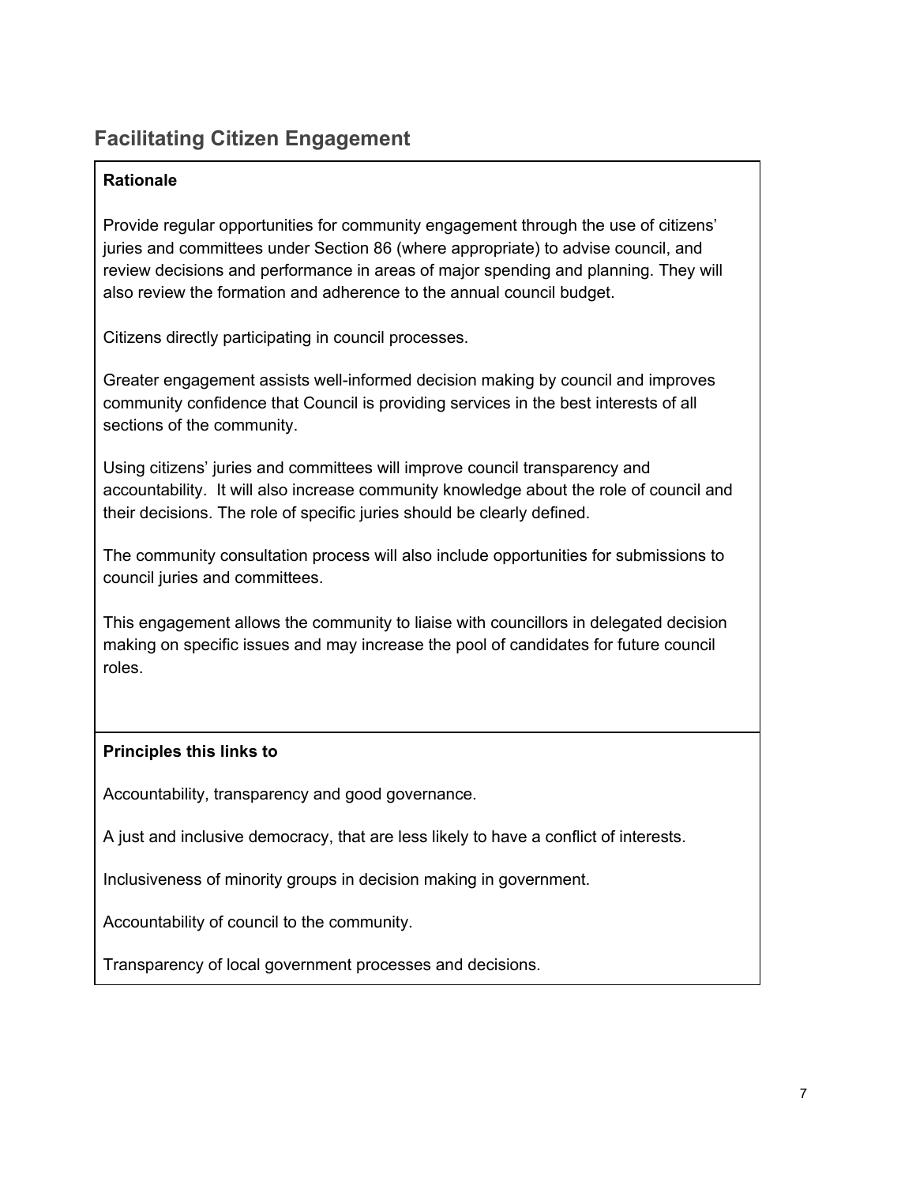## Facilitating Citizen Engagement

**Rationale**

Provide regular opportunities for community engagement through the use of citizens' juries and committees under Section 86 (where appropriate) to advise council, and review decisions and performance in areas of major spending and planning. They will also review the formation and adherence to the annual council budget.

Citizens directly participating in council processes.

Greater engagement assists well-informed decision making by council and improves community confidence that Council is providing services in the best interests of all sections of the community.

Using citizens' juries and committees will improve council transparency and accountability. It will also increase community knowledge about the role of council and their decisions. The role of specific juries should be clearly defined.

The community consultation process will also include opportunities for submissions to council juries and committees.

This engagement allows the community to liaise with councillors in delegated decision making on specific issues and may increase the pool of candidates for future council roles.

**Principles this links to**

Accountability, transparency and good governance.

A just and inclusive democracy, that are less likely to have a conflict of interests.

Inclusiveness of minority groups in decision making in government.

Accountability of council to the community.

Transparency of local government processes and decisions.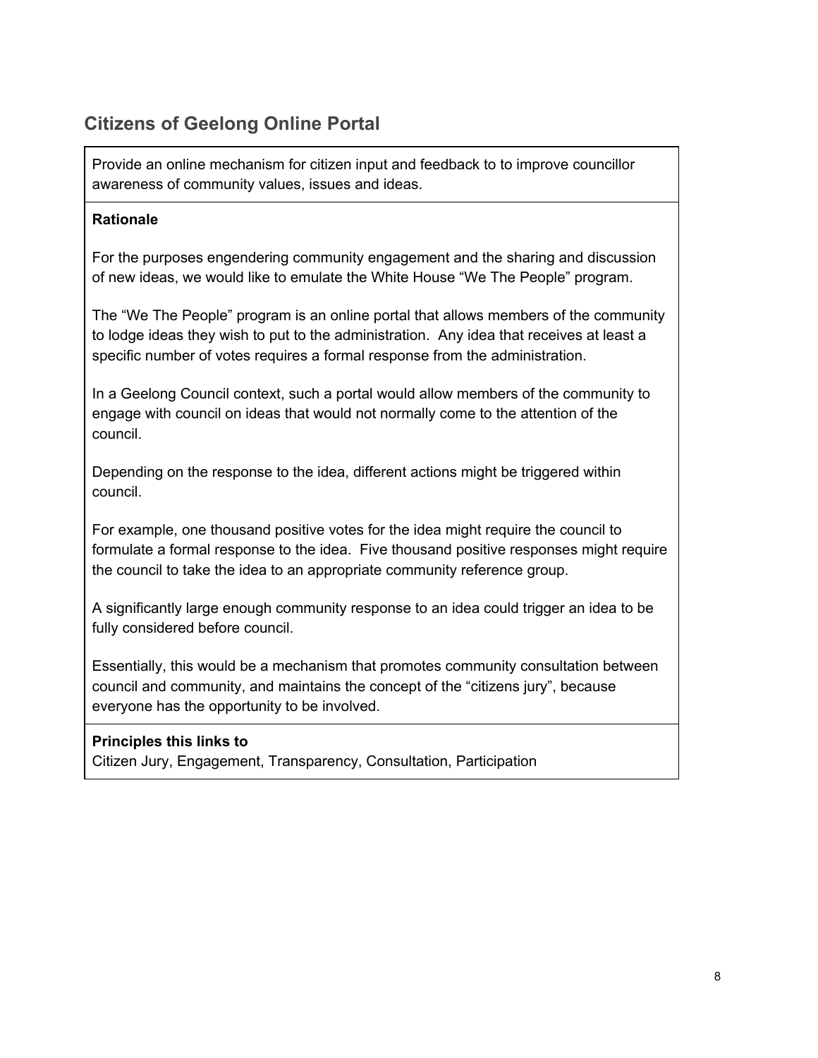## Citizens of Geelong Online Portal

Provide an online mechanism for citizen input and feedback to to improve councillor awareness of community values, issues and ideas.

**Rationale**

For the purposes engendering community engagement and the sharing and discussion of new ideas, we would like to emulate the White House “We The People” program.

The “We The People” program is an online portal that allows members of the community to lodge ideas they wish to put to the administration. Any idea that receives at least a specific number of votes requires a formal response from the administration.

In a Geelong Council context, such a portal would allow members of the community to engage with council on ideas that would not normally come to the attention of the council.

Depending on the response to the idea, different actions might be triggered within council.

For example, one thousand positive votes for the idea might require the council to formulate a formal response to the idea. Five thousand positive responses might require the council to take the idea to an appropriate community reference group.

A significantly large enough community response to an idea could trigger an idea to be fully considered before council.

Essentially, this would be a mechanism that promotes community consultation between council and community, and maintains the concept of the “citizens jury”, because everyone has the opportunity to be involved.

**Principles this links to**
Citizen Jury, Engagement, Transparency, Consultation, Participation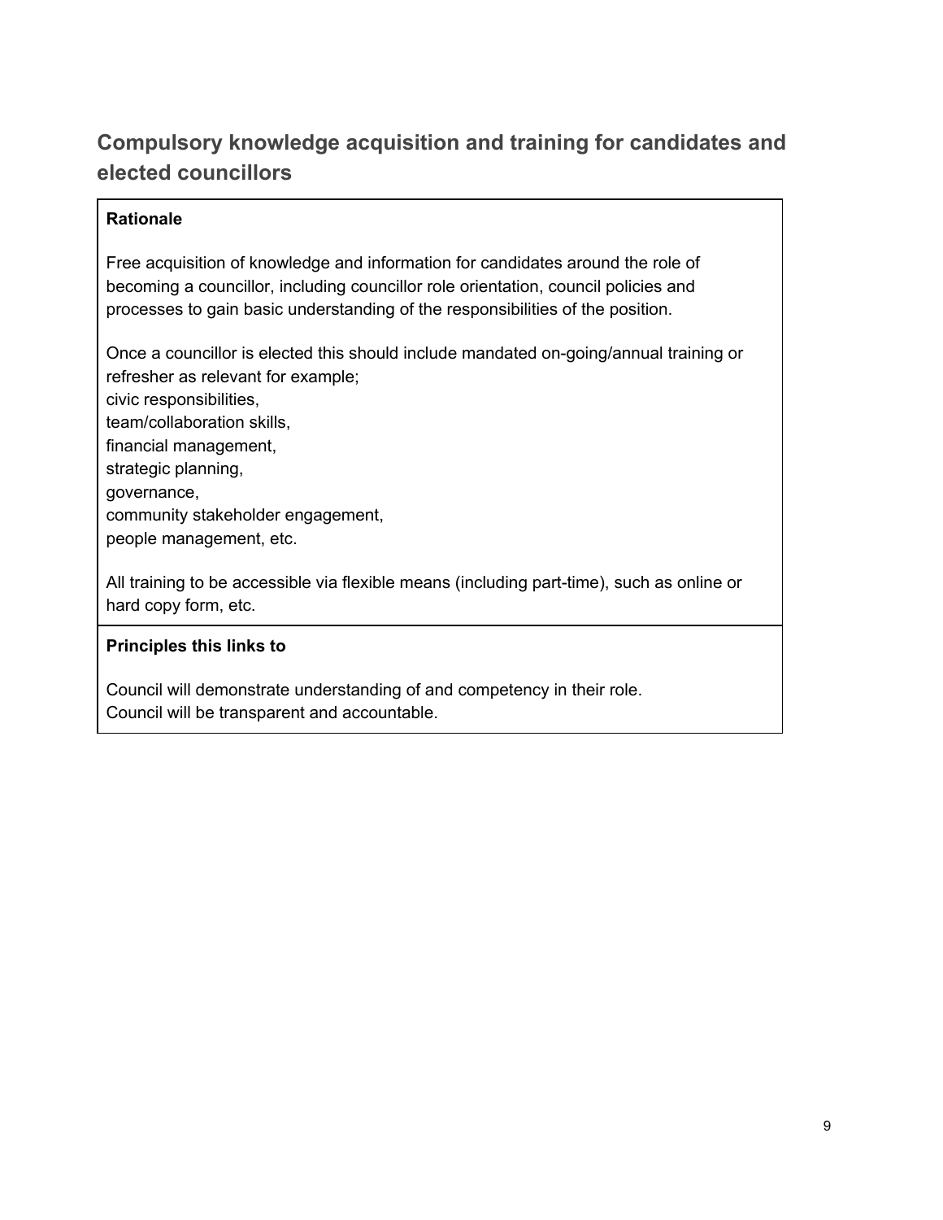## Compulsory knowledge acquisition and training for candidates and elected councillors

**Rationale**

Free acquisition of knowledge and information for candidates around the role of becoming a councillor, including councillor role orientation, council policies and processes to gain basic understanding of the responsibilities of the position.

Once a councillor is elected this should include mandated on-going/annual training or refresher as relevant for example;
civic responsibilities,
team/collaboration skills,
financial management,
strategic planning,
governance,
community stakeholder engagement,
people management, etc.

All training to be accessible via flexible means (including part-time), such as online or hard copy form, etc.

**Principles this links to**

Council will demonstrate understanding of and competency in their role.
Council will be transparent and accountable.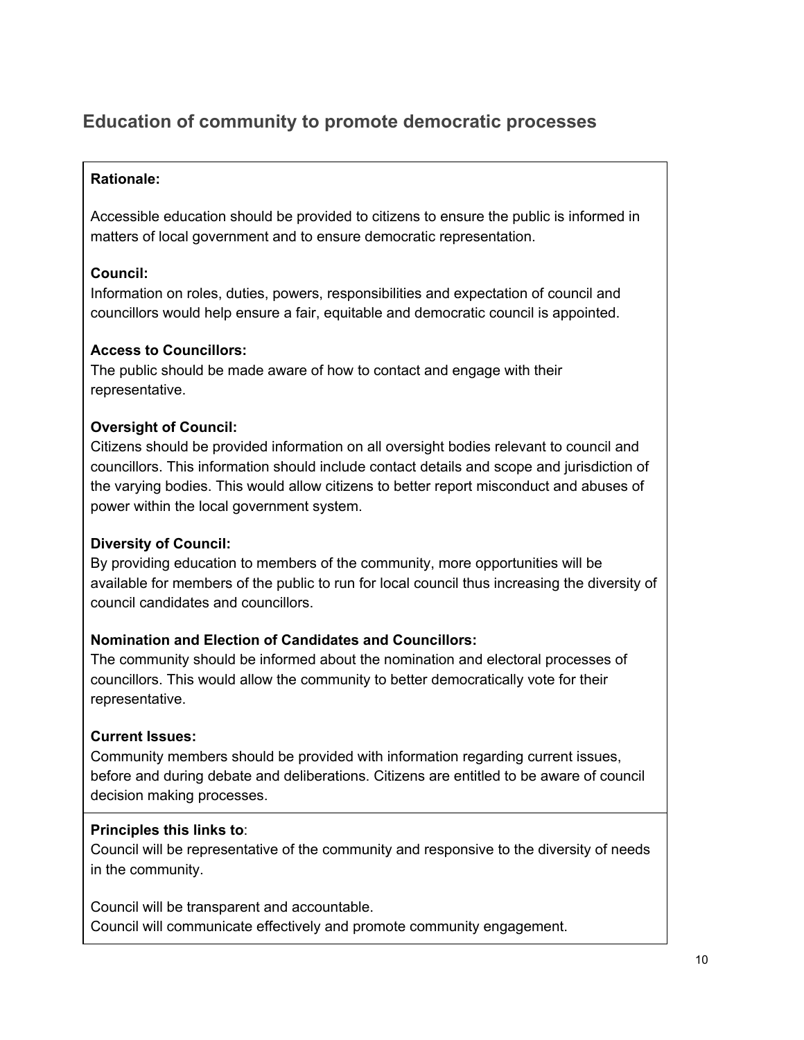## Education of community to promote democratic processes

**Rationale:**

Accessible education should be provided to citizens to ensure the public is informed in matters of local government and to ensure democratic representation.

**Council:**
Information on roles, duties, powers, responsibilities and expectation of council and councillors would help ensure a fair, equitable and democratic council is appointed.

**Access to Councillors:**
The public should be made aware of how to contact and engage with their representative.

**Oversight of Council:**
Citizens should be provided information on all oversight bodies relevant to council and councillors. This information should include contact details and scope and jurisdiction of the varying bodies. This would allow citizens to better report misconduct and abuses of power within the local government system.

**Diversity of Council:**
By providing education to members of the community, more opportunities will be available for members of the public to run for local council thus increasing the diversity of council candidates and councillors.

**Nomination and Election of Candidates and Councillors:**
The community should be informed about the nomination and electoral processes of councillors. This would allow the community to better democratically vote for their representative.

**Current Issues:**
Community members should be provided with information regarding current issues, before and during debate and deliberations. Citizens are entitled to be aware of council decision making processes.

**Principles this links to**:
Council will be representative of the community and responsive to the diversity of needs in the community.

Council will be transparent and accountable.
Council will communicate effectively and promote community engagement.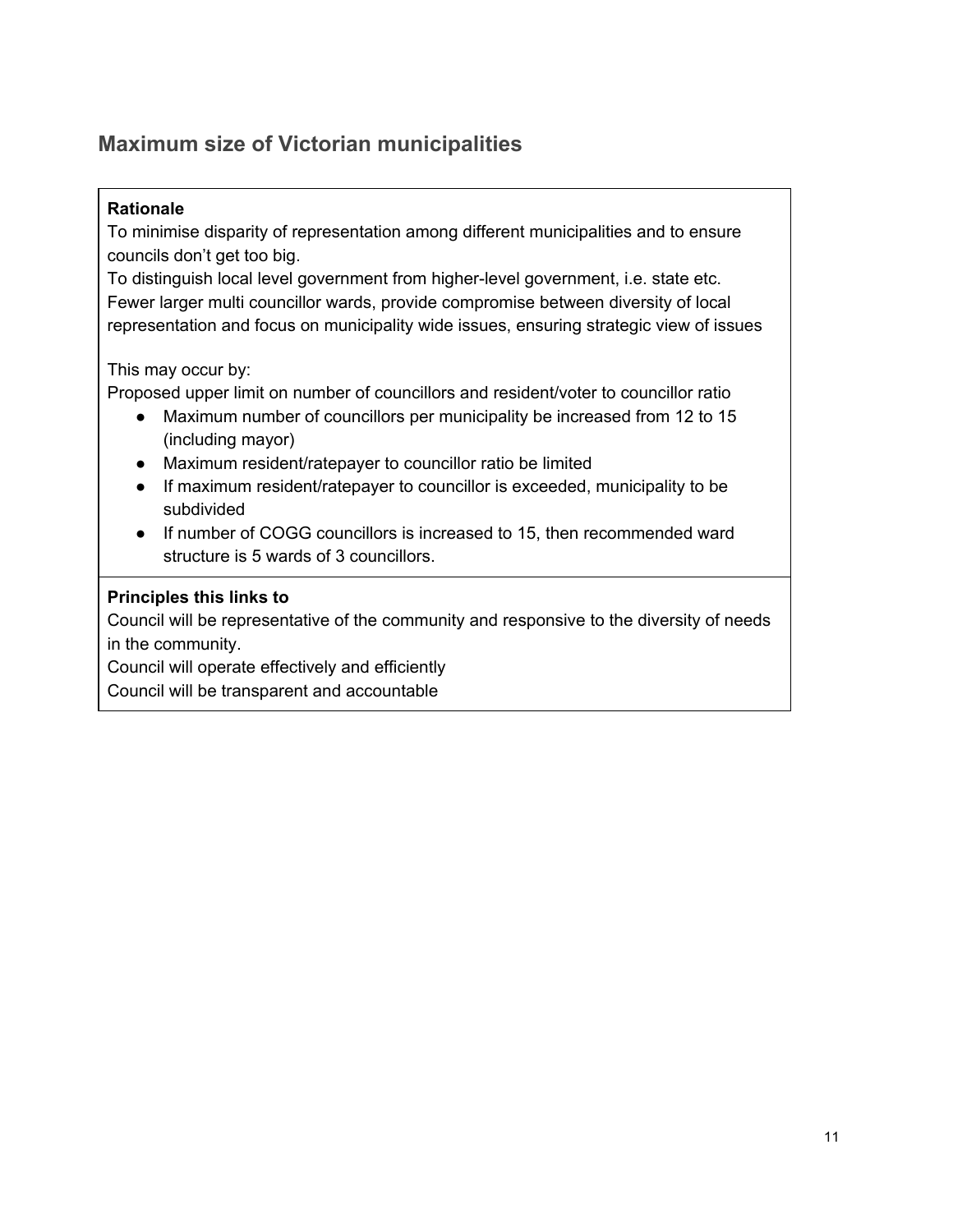## Maximum size of Victorian municipalities

**Rationale**

To minimise disparity of representation among different municipalities and to ensure councils don't get too big.

To distinguish local level government from higher-level government, i.e. state etc.

Fewer larger multi councillor wards, provide compromise between diversity of local representation and focus on municipality wide issues, ensuring strategic view of issues

This may occur by:

Proposed upper limit on number of councillors and resident/voter to councillor ratio

- Maximum number of councillors per municipality be increased from 12 to 15 (including mayor)
- Maximum resident/ratepayer to councillor ratio be limited
- If maximum resident/ratepayer to councillor is exceeded, municipality to be subdivided
- If number of COGG councillors is increased to 15, then recommended ward structure is 5 wards of 3 councillors.

**Principles this links to**

Council will be representative of the community and responsive to the diversity of needs in the community.

Council will operate effectively and efficiently

Council will be transparent and accountable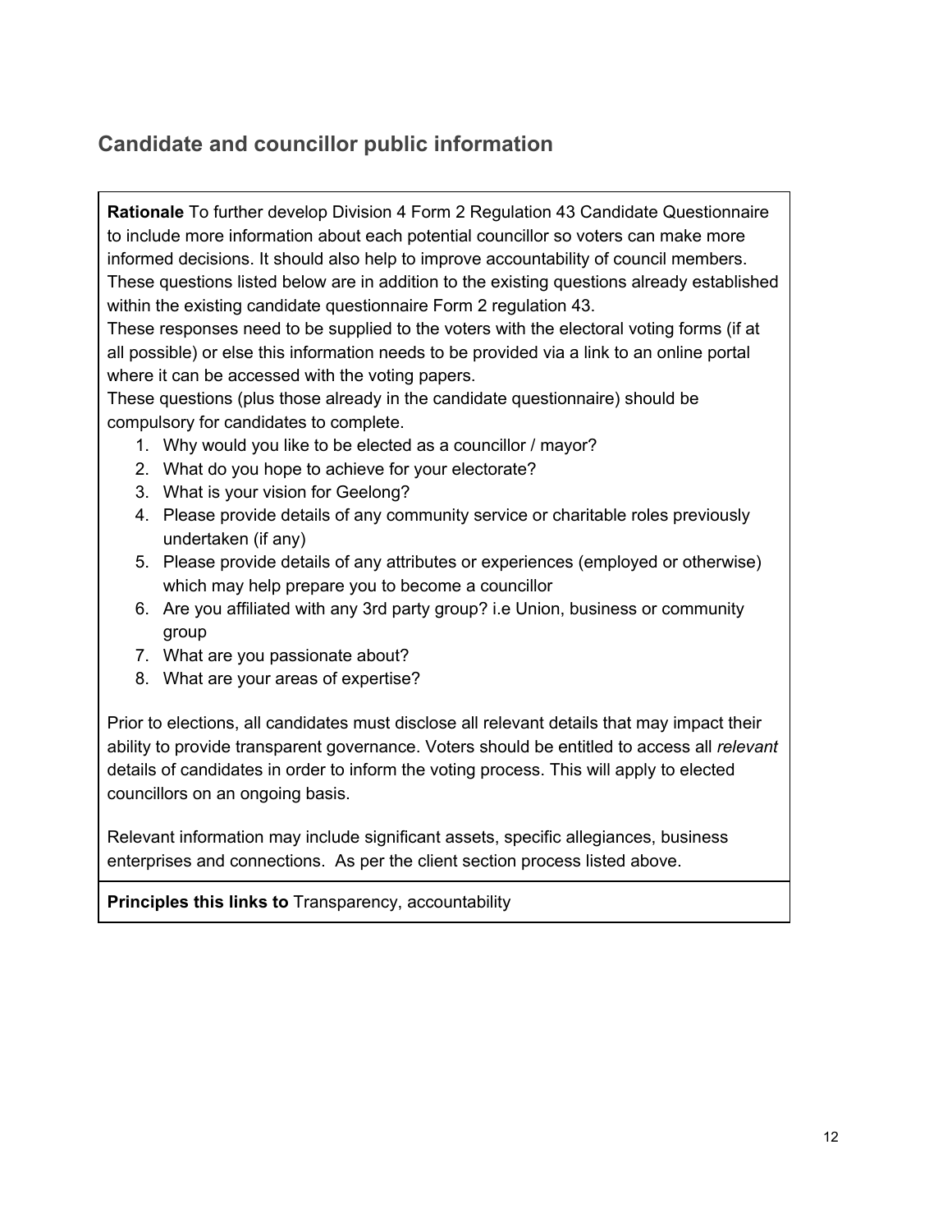## Candidate and councillor public information

**Rationale** To further develop Division 4 Form 2 Regulation 43 Candidate Questionnaire to include more information about each potential councillor so voters can make more informed decisions. It should also help to improve accountability of council members. These questions listed below are in addition to the existing questions already established within the existing candidate questionnaire Form 2 regulation 43.
These responses need to be supplied to the voters with the electoral voting forms (if at all possible) or else this information needs to be provided via a link to an online portal where it can be accessed with the voting papers.
These questions (plus those already in the candidate questionnaire) should be compulsory for candidates to complete.

1. Why would you like to be elected as a councillor / mayor?
2. What do you hope to achieve for your electorate?
3. What is your vision for Geelong?
4. Please provide details of any community service or charitable roles previously undertaken (if any)
5. Please provide details of any attributes or experiences (employed or otherwise) which may help prepare you to become a councillor
6. Are you affiliated with any 3rd party group? i.e Union, business or community group
7. What are you passionate about?
8. What are your areas of expertise?

Prior to elections, all candidates must disclose all relevant details that may impact their ability to provide transparent governance. Voters should be entitled to access all *relevant* details of candidates in order to inform the voting process. This will apply to elected councillors on an ongoing basis.

Relevant information may include significant assets, specific allegiances, business enterprises and connections. As per the client section process listed above.

**Principles this links to** Transparency, accountability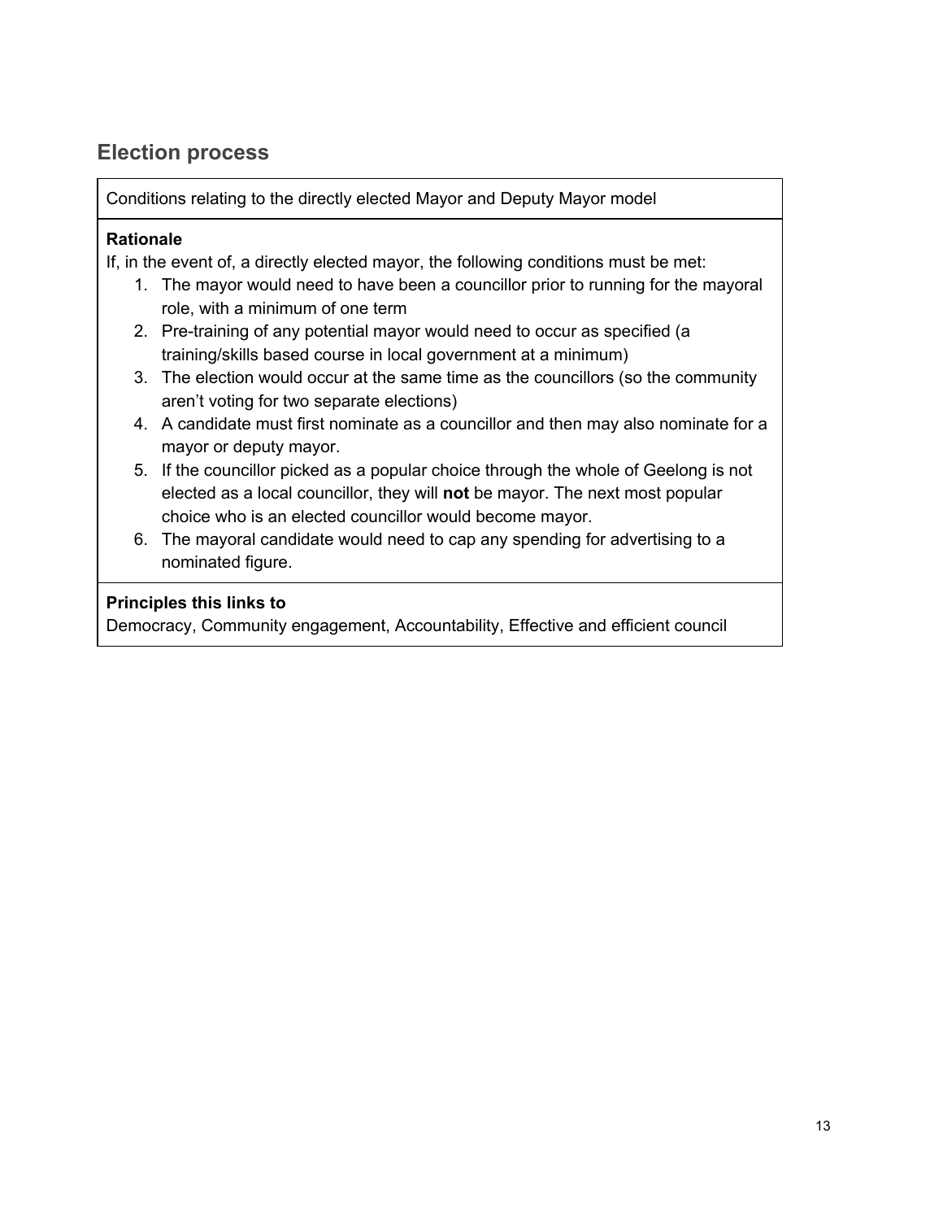## Election process

Conditions relating to the directly elected Mayor and Deputy Mayor model

**Rationale**

If, in the event of, a directly elected mayor, the following conditions must be met:

1. The mayor would need to have been a councillor prior to running for the mayoral role, with a minimum of one term
2. Pre-training of any potential mayor would need to occur as specified (a training/skills based course in local government at a minimum)
3. The election would occur at the same time as the councillors (so the community aren't voting for two separate elections)
4. A candidate must first nominate as a councillor and then may also nominate for a mayor or deputy mayor.
5. If the councillor picked as a popular choice through the whole of Geelong is not elected as a local councillor, they will **not** be mayor. The next most popular choice who is an elected councillor would become mayor.
6. The mayoral candidate would need to cap any spending for advertising to a nominated figure.

**Principles this links to**

Democracy, Community engagement, Accountability, Effective and efficient council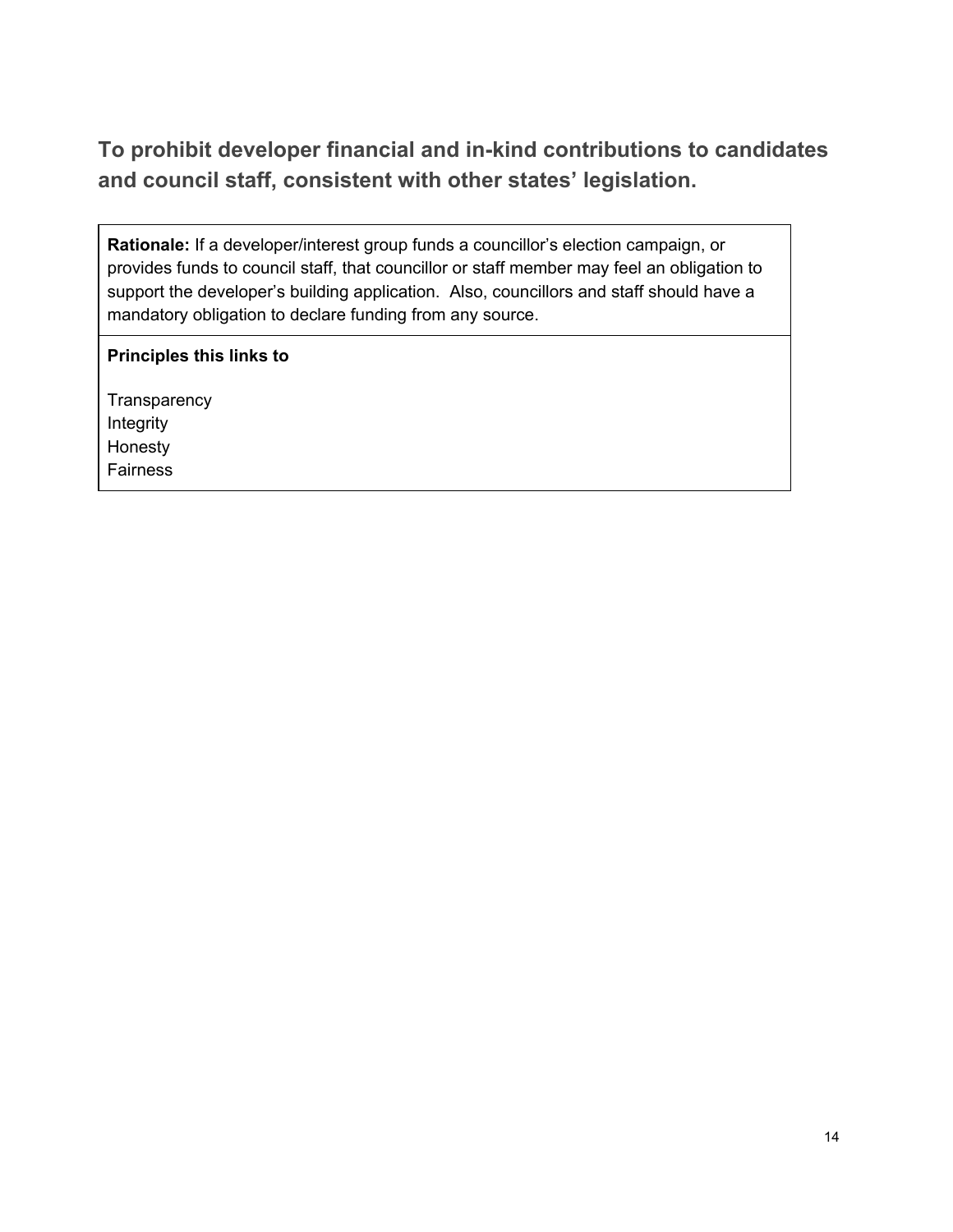## To prohibit developer financial and in-kind contributions to candidates and council staff, consistent with other states' legislation.

| **Rationale:** If a developer/interest group funds a councillor's election campaign, or provides funds to council staff, that councillor or staff member may feel an obligation to support the developer's building application. Also, councillors and staff should have a mandatory obligation to declare funding from any source. |
|---|
| **Principles this links to**<br><br>Transparency<br>Integrity<br>Honesty<br>Fairness |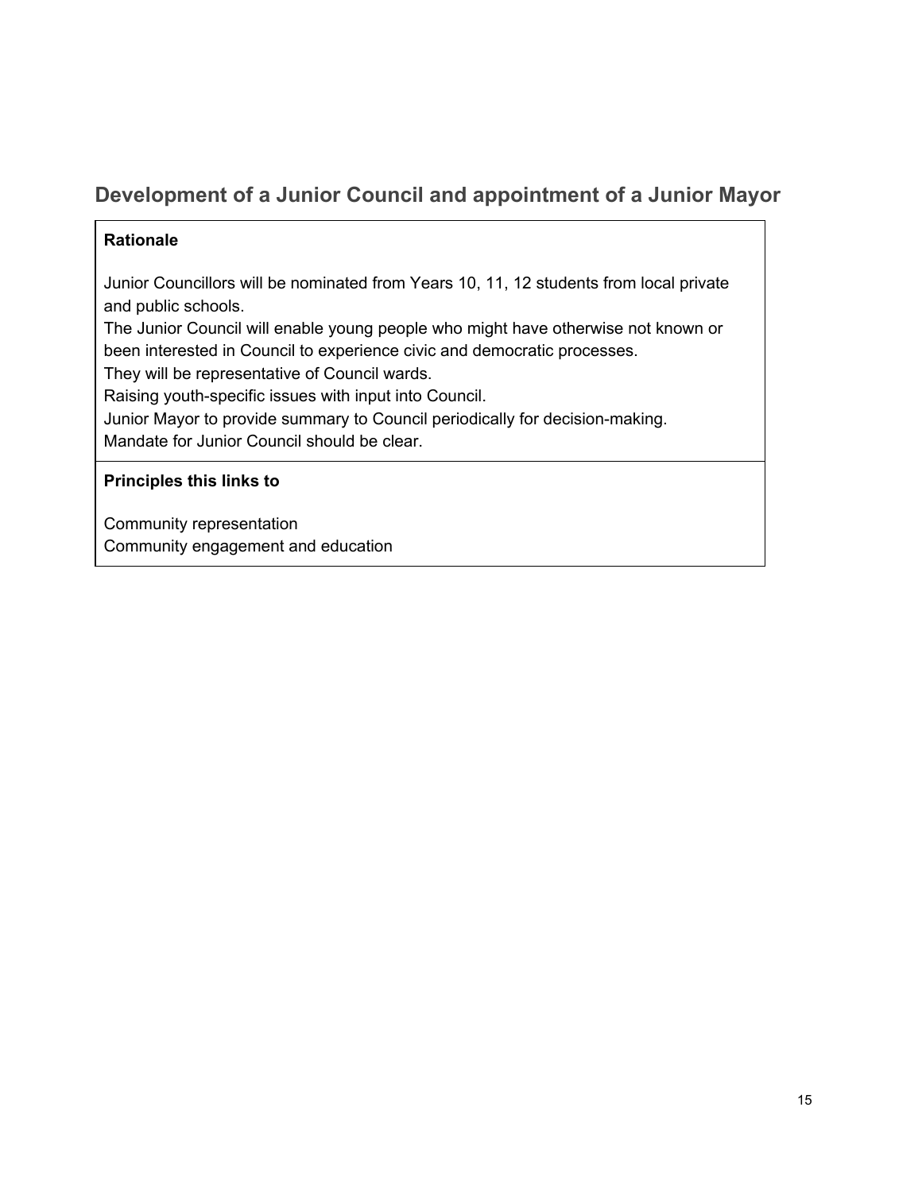## Development of a Junior Council and appointment of a Junior Mayor

**Rationale**

Junior Councillors will be nominated from Years 10, 11, 12 students from local private and public schools.
The Junior Council will enable young people who might have otherwise not known or been interested in Council to experience civic and democratic processes.
They will be representative of Council wards.
Raising youth-specific issues with input into Council.
Junior Mayor to provide summary to Council periodically for decision-making.
Mandate for Junior Council should be clear.

**Principles this links to**

Community representation
Community engagement and education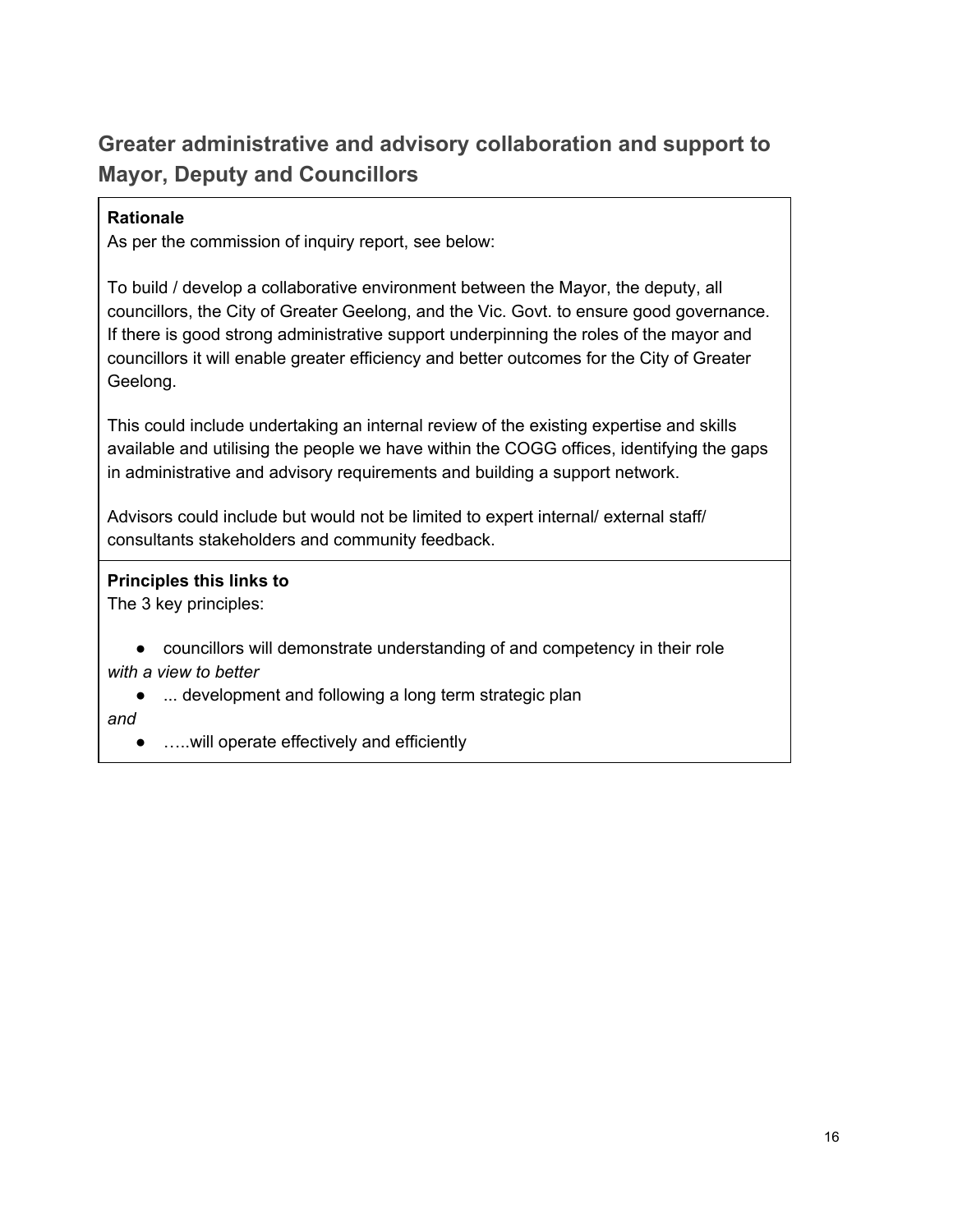## Greater administrative and advisory collaboration and support to Mayor, Deputy and Councillors

**Rationale**

As per the commission of inquiry report, see below:

To build / develop a collaborative environment between the Mayor, the deputy, all councillors, the City of Greater Geelong, and the Vic. Govt. to ensure good governance. If there is good strong administrative support underpinning the roles of the mayor and councillors it will enable greater efficiency and better outcomes for the City of Greater Geelong.

This could include undertaking an internal review of the existing expertise and skills available and utilising the people we have within the COGG offices, identifying the gaps in administrative and advisory requirements and building a support network.

Advisors could include but would not be limited to expert internal/ external staff/ consultants stakeholders and community feedback.

**Principles this links to**

The 3 key principles:

- councillors will demonstrate understanding of and competency in their role

*with a view to better*

- ... development and following a long term strategic plan

*and*

- …..will operate effectively and efficiently